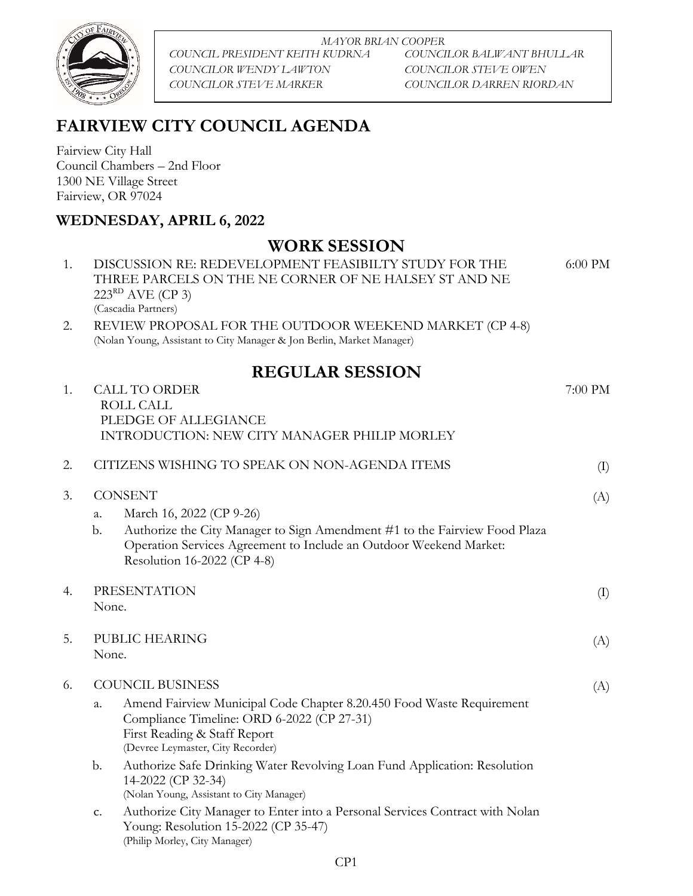*MAYOR BRIAN COOPER*

*COUNCIL PRESIDENT KEITH KUDRNA* — *COUNCILOR BALWANT BHULLAR*
*COUNCILOR WENDY LAWTON* — *COUNCILOR STEVE OWEN*
*COUNCILOR STEVE MARKER* — *COUNCILOR DARREN RIORDAN*

# FAIRVIEW CITY COUNCIL AGENDA

Fairview City Hall
Council Chambers – 2nd Floor
1300 NE Village Street
Fairview, OR 97024

## WEDNESDAY, APRIL 6, 2022

## WORK SESSION

1. DISCUSSION RE: REDEVELOPMENT FEASIBILTY STUDY FOR THE THREE PARCELS ON THE NE CORNER OF NE HALSEY ST AND NE 223RD AVE (CP 3) — 6:00 PM
   (Cascadia Partners)
2. REVIEW PROPOSAL FOR THE OUTDOOR WEEKEND MARKET (CP 4-8)
   (Nolan Young, Assistant to City Manager & Jon Berlin, Market Manager)

## REGULAR SESSION

1. CALL TO ORDER — 7:00 PM
   ROLL CALL
   PLEDGE OF ALLEGIANCE
   INTRODUCTION: NEW CITY MANAGER PHILIP MORLEY

2. CITIZENS WISHING TO SPEAK ON NON-AGENDA ITEMS — (I)

3. CONSENT — (A)
   a. March 16, 2022 (CP 9-26)
   b. Authorize the City Manager to Sign Amendment #1 to the Fairview Food Plaza Operation Services Agreement to Include an Outdoor Weekend Market: Resolution 16-2022 (CP 4-8)

4. PRESENTATION — (I)
   None.

5. PUBLIC HEARING — (A)
   None.

6. COUNCIL BUSINESS — (A)
   a. Amend Fairview Municipal Code Chapter 8.20.450 Food Waste Requirement Compliance Timeline: ORD 6-2022 (CP 27-31)
      First Reading & Staff Report
      (Devree Leymaster, City Recorder)
   b. Authorize Safe Drinking Water Revolving Loan Fund Application: Resolution 14-2022 (CP 32-34)
      (Nolan Young, Assistant to City Manager)
   c. Authorize City Manager to Enter into a Personal Services Contract with Nolan Young: Resolution 15-2022 (CP 35-47)
      (Philip Morley, City Manager)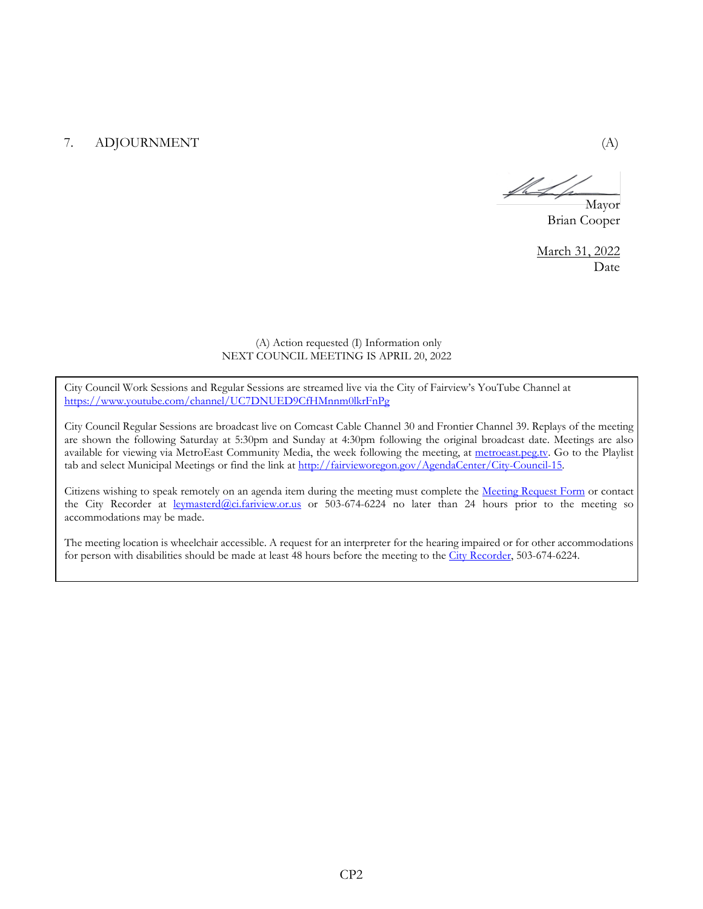7. ADJOURNMENT (A)

Mayor
Brian Cooper

March 31, 2022
Date

(A) Action requested (I) Information only
NEXT COUNCIL MEETING IS APRIL 20, 2022

City Council Work Sessions and Regular Sessions are streamed live via the City of Fairview's YouTube Channel at https://www.youtube.com/channel/UC7DNUED9CfHMnnm0lkrFnPg

City Council Regular Sessions are broadcast live on Comcast Cable Channel 30 and Frontier Channel 39. Replays of the meeting are shown the following Saturday at 5:30pm and Sunday at 4:30pm following the original broadcast date. Meetings are also available for viewing via MetroEast Community Media, the week following the meeting, at metroeast.peg.tv. Go to the Playlist tab and select Municipal Meetings or find the link at http://fairvieworegon.gov/AgendaCenter/City-Council-15.

Citizens wishing to speak remotely on an agenda item during the meeting must complete the Meeting Request Form or contact the City Recorder at leymasterd@ci.fariview.or.us or 503-674-6224 no later than 24 hours prior to the meeting so accommodations may be made.

The meeting location is wheelchair accessible. A request for an interpreter for the hearing impaired or for other accommodations for person with disabilities should be made at least 48 hours before the meeting to the City Recorder, 503-674-6224.